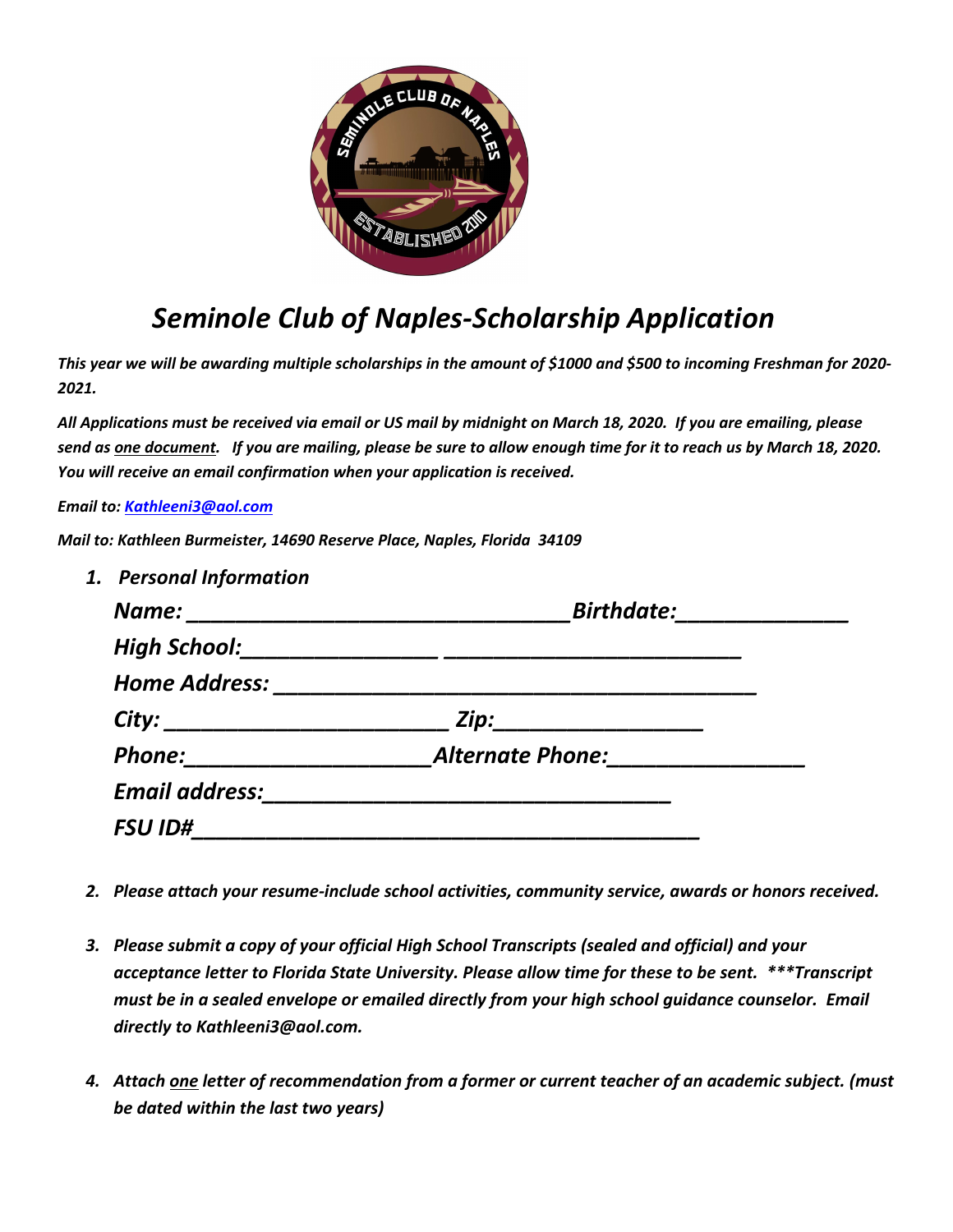# *Seminole Club of Naples-Scholarship Application*

***This year we will be awarding multiple scholarships in the amount of $1000 and $500 to incoming Freshman for 2020-2021.***

***All Applications must be received via email or US mail by midnight on March 18, 2020. If you are emailing, please send as one document. If you are mailing, please be sure to allow enough time for it to reach us by March 18, 2020. You will receive an email confirmation when your application is received.***

***Email to: Kathleeni3@aol.com***

***Mail to: Kathleen Burmeister, 14690 Reserve Place, Naples, Florida 34109***

1. ***Personal Information***

   ***Name:*** _______________________________ ***Birthdate:*** ______________

   ***High School:*** ________________ ________________________

   ***Home Address:*** ________________________________________

   ***City:*** _______________________ ***Zip:*** ________________

   ***Phone:*** ___________________ ***Alternate Phone:*** _______________

   ***Email address:*** _________________________________

   ***FSU ID#*** __________________________________________

2. ***Please attach your resume-include school activities, community service, awards or honors received.***

3. ***Please submit a copy of your official High School Transcripts (sealed and official) and your acceptance letter to Florida State University. Please allow time for these to be sent. \*\*\*Transcript must be in a sealed envelope or emailed directly from your high school guidance counselor. Email directly to Kathleeni3@aol.com.***

4. ***Attach one letter of recommendation from a former or current teacher of an academic subject. (must be dated within the last two years)***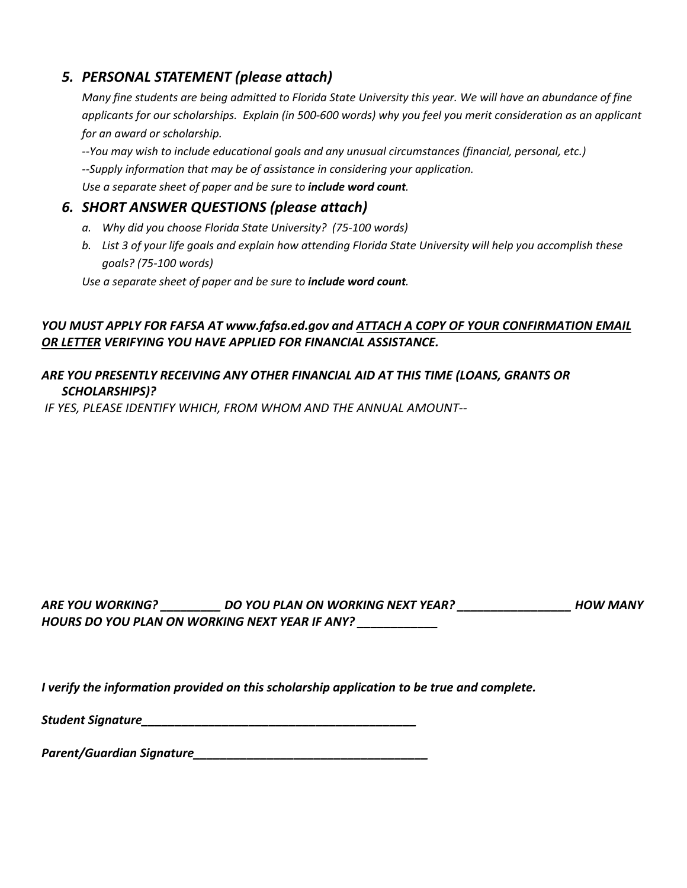### *5. PERSONAL STATEMENT (please attach)*

*Many fine students are being admitted to Florida State University this year. We will have an abundance of fine applicants for our scholarships. Explain (in 500-600 words) why you feel you merit consideration as an applicant for an award or scholarship.*

*--You may wish to include educational goals and any unusual circumstances (financial, personal, etc.)*

*--Supply information that may be of assistance in considering your application.*

*Use a separate sheet of paper and be sure to* ***include word count****.*

### *6. SHORT ANSWER QUESTIONS (please attach)*

*a. Why did you choose Florida State University? (75-100 words)*

*b. List 3 of your life goals and explain how attending Florida State University will help you accomplish these goals? (75-100 words)*

*Use a separate sheet of paper and be sure to* ***include word count****.*

***YOU MUST APPLY FOR FAFSA AT www.fafsa.ed.gov and <u>ATTACH A COPY OF YOUR CONFIRMATION EMAIL OR LETTER</u> VERIFYING YOU HAVE APPLIED FOR FINANCIAL ASSISTANCE.***

***ARE YOU PRESENTLY RECEIVING ANY OTHER FINANCIAL AID AT THIS TIME (LOANS, GRANTS OR SCHOLARSHIPS)?***

*IF YES, PLEASE IDENTIFY WHICH, FROM WHOM AND THE ANNUAL AMOUNT--*

***ARE YOU WORKING? _________ DO YOU PLAN ON WORKING NEXT YEAR? _________________ HOW MANY HOURS DO YOU PLAN ON WORKING NEXT YEAR IF ANY? ____________***

***I verify the information provided on this scholarship application to be true and complete.***

***Student Signature___________________________________________***

***Parent/Guardian Signature____________________________________***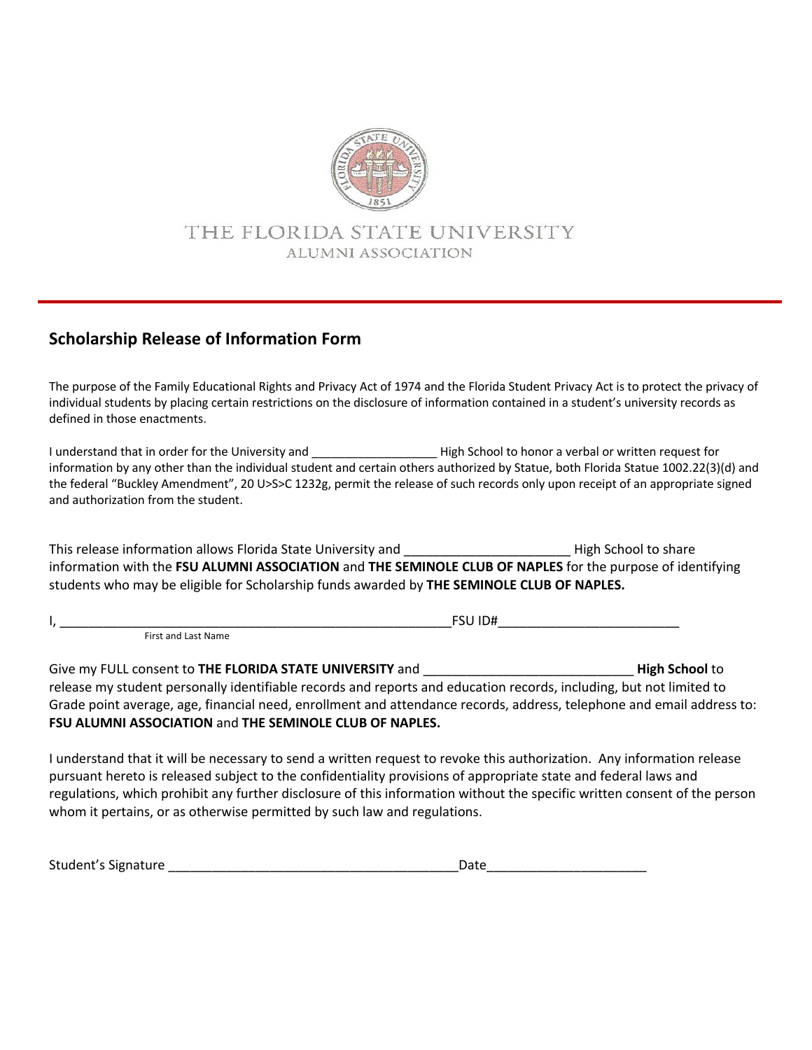THE FLORIDA STATE UNIVERSITY

ALUMNI ASSOCIATION

## Scholarship Release of Information Form

The purpose of the Family Educational Rights and Privacy Act of 1974 and the Florida Student Privacy Act is to protect the privacy of individual students by placing certain restrictions on the disclosure of information contained in a student's university records as defined in those enactments.

I understand that in order for the University and __________________ High School to honor a verbal or written request for information by any other than the individual student and certain others authorized by Statue, both Florida Statue 1002.22(3)(d) and the federal "Buckley Amendment", 20 U>S>C 1232g, permit the release of such records only upon receipt of an appropriate signed and authorization from the student.

This release information allows Florida State University and ______________________ High School to share information with the **FSU ALUMNI ASSOCIATION** and **THE SEMINOLE CLUB OF NAPLES** for the purpose of identifying students who may be eligible for Scholarship funds awarded by **THE SEMINOLE CLUB OF NAPLES.**

I, ______________________________________________________FSU ID#________________________

First and Last Name

Give my FULL consent to **THE FLORIDA STATE UNIVERSITY** and ____________________________ **High School** to release my student personally identifiable records and reports and education records, including, but not limited to Grade point average, age, financial need, enrollment and attendance records, address, telephone and email address to: **FSU ALUMNI ASSOCIATION** and **THE SEMINOLE CLUB OF NAPLES.**

I understand that it will be necessary to send a written request to revoke this authorization. Any information release pursuant hereto is released subject to the confidentiality provisions of appropriate state and federal laws and regulations, which prohibit any further disclosure of this information without the specific written consent of the person whom it pertains, or as otherwise permitted by such law and regulations.

Student's Signature ______________________________________Date_____________________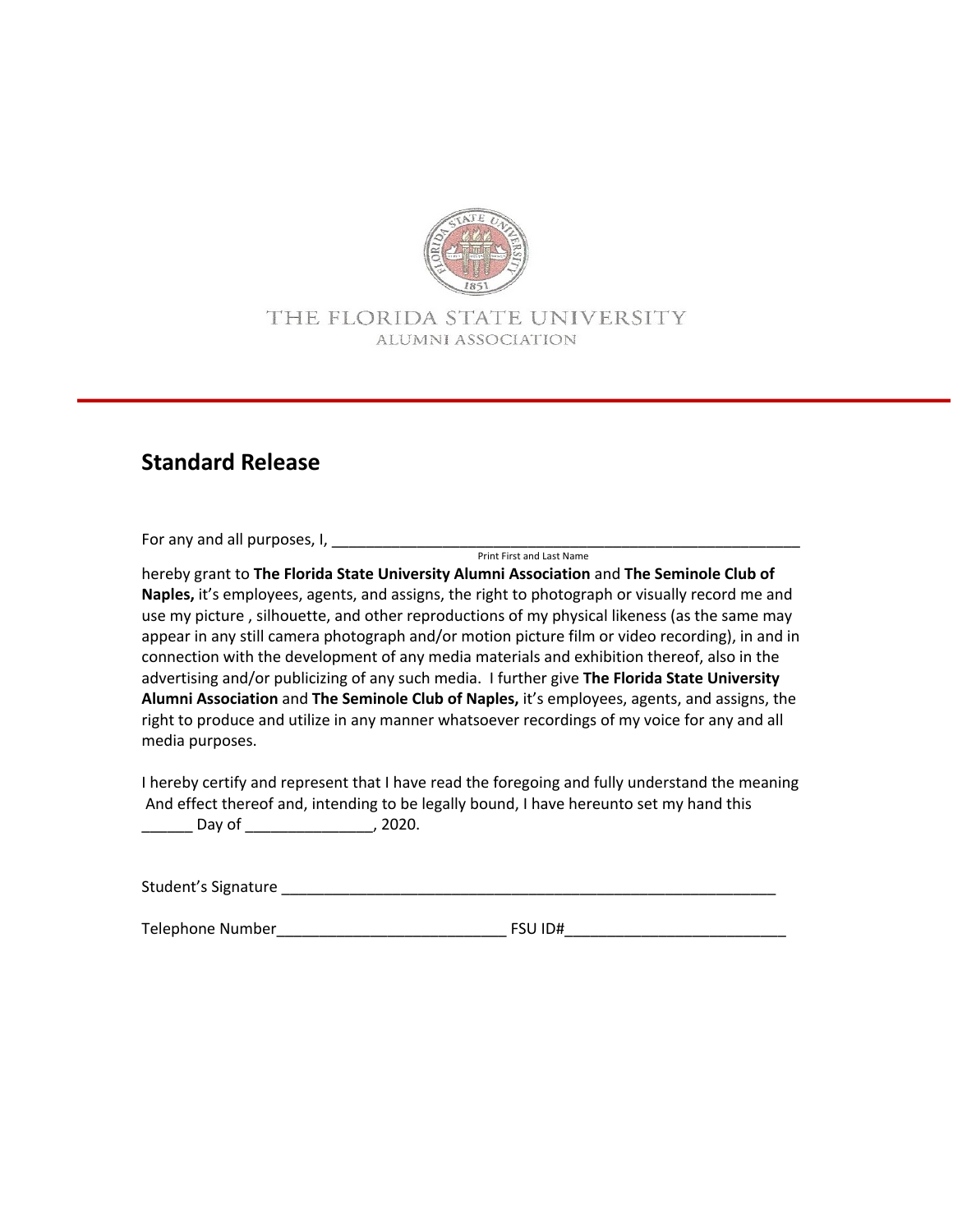THE FLORIDA STATE UNIVERSITY
ALUMNI ASSOCIATION

## Standard Release

For any and all purposes, I, ___________________________________________________________
Print First and Last Name

hereby grant to **The Florida State University Alumni Association** and **The Seminole Club of Naples,** it's employees, agents, and assigns, the right to photograph or visually record me and use my picture , silhouette, and other reproductions of my physical likeness (as the same may appear in any still camera photograph and/or motion picture film or video recording), in and in connection with the development of any media materials and exhibition thereof, also in the advertising and/or publicizing of any such media. I further give **The Florida State University Alumni Association** and **The Seminole Club of Naples,** it's employees, agents, and assigns, the right to produce and utilize in any manner whatsoever recordings of my voice for any and all media purposes.

I hereby certify and represent that I have read the foregoing and fully understand the meaning And effect thereof and, intending to be legally bound, I have hereunto set my hand this ______ Day of _______________, 2020.

Student's Signature _____________________________________________________________

Telephone Number___________________________ FSU ID#__________________________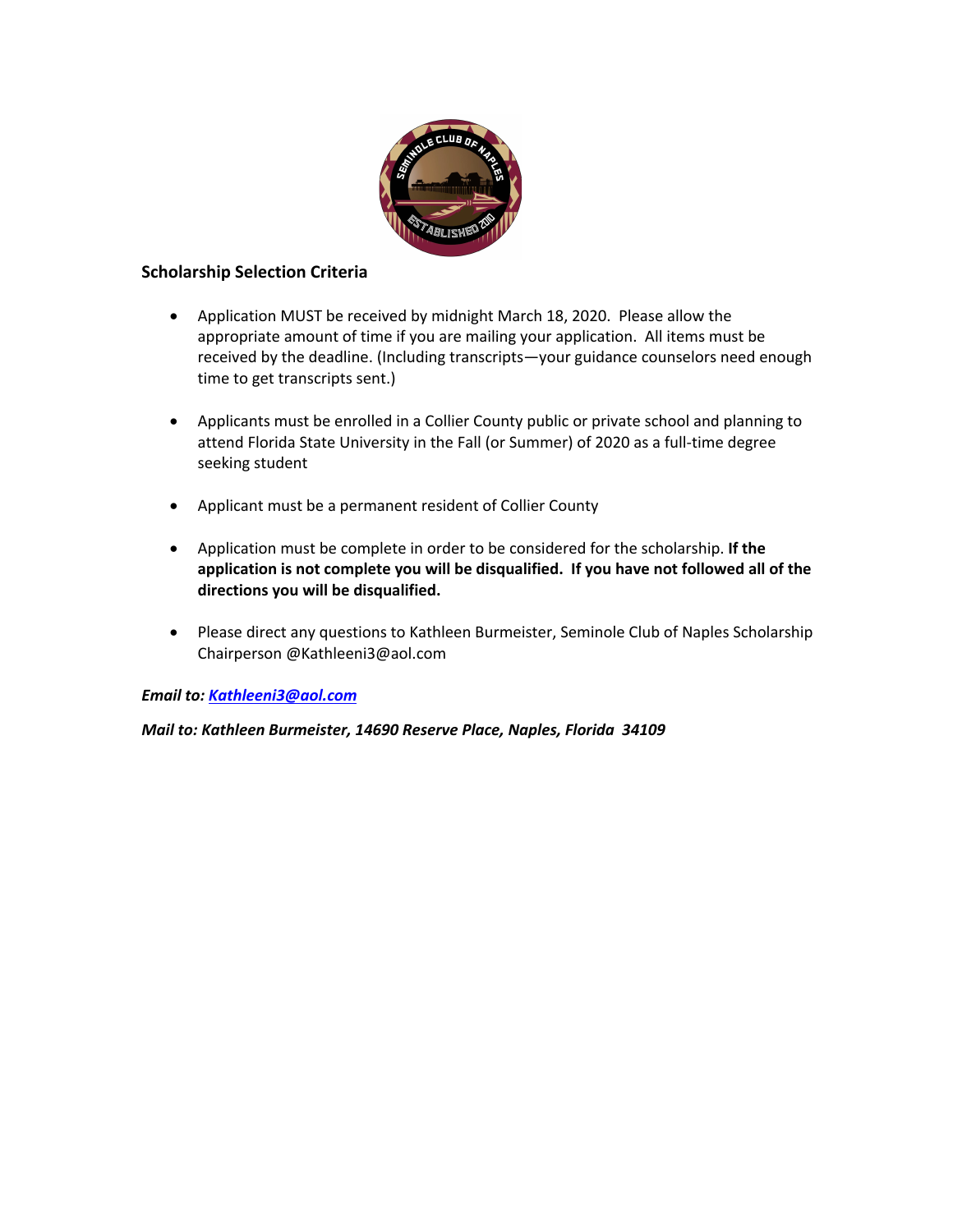## Scholarship Selection Criteria

- Application MUST be received by midnight March 18, 2020. Please allow the appropriate amount of time if you are mailing your application. All items must be received by the deadline. (Including transcripts—your guidance counselors need enough time to get transcripts sent.)

- Applicants must be enrolled in a Collier County public or private school and planning to attend Florida State University in the Fall (or Summer) of 2020 as a full-time degree seeking student

- Applicant must be a permanent resident of Collier County

- Application must be complete in order to be considered for the scholarship. **If the application is not complete you will be disqualified. If you have not followed all of the directions you will be disqualified.**

- Please direct any questions to Kathleen Burmeister, Seminole Club of Naples Scholarship Chairperson @Kathleeni3@aol.com

***Email to: Kathleeni3@aol.com***

***Mail to: Kathleen Burmeister, 14690 Reserve Place, Naples, Florida 34109***